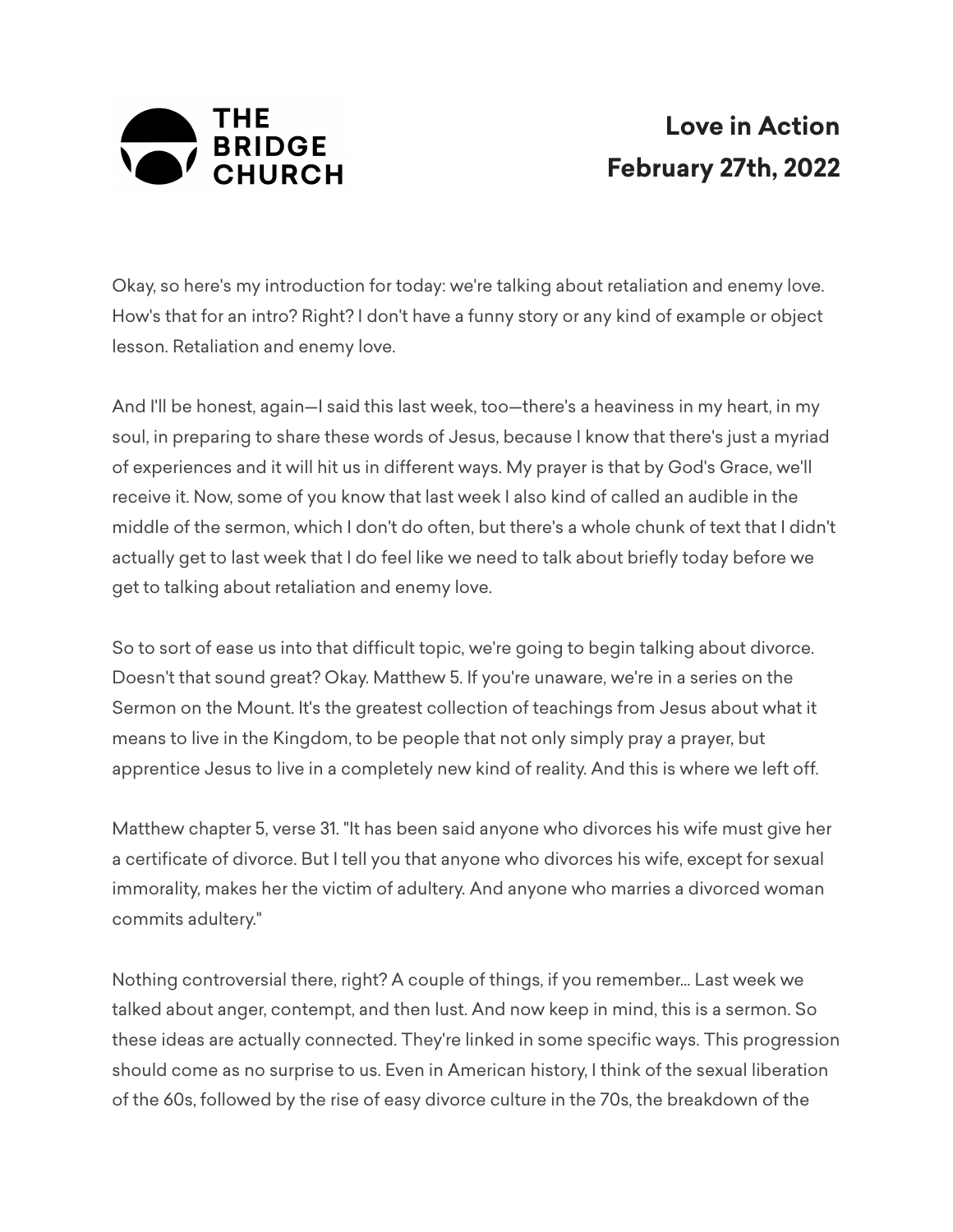THE BRIDGE CHURCH

# Love in Action
## February 27th, 2022

Okay, so here's my introduction for today: we're talking about retaliation and enemy love. How's that for an intro? Right? I don't have a funny story or any kind of example or object lesson. Retaliation and enemy love.

And I'll be honest, again—I said this last week, too—there's a heaviness in my heart, in my soul, in preparing to share these words of Jesus, because I know that there's just a myriad of experiences and it will hit us in different ways. My prayer is that by God's Grace, we'll receive it. Now, some of you know that last week I also kind of called an audible in the middle of the sermon, which I don't do often, but there's a whole chunk of text that I didn't actually get to last week that I do feel like we need to talk about briefly today before we get to talking about retaliation and enemy love.

So to sort of ease us into that difficult topic, we're going to begin talking about divorce. Doesn't that sound great? Okay. Matthew 5. If you're unaware, we're in a series on the Sermon on the Mount. It's the greatest collection of teachings from Jesus about what it means to live in the Kingdom, to be people that not only simply pray a prayer, but apprentice Jesus to live in a completely new kind of reality. And this is where we left off.

Matthew chapter 5, verse 31. "It has been said anyone who divorces his wife must give her a certificate of divorce. But I tell you that anyone who divorces his wife, except for sexual immorality, makes her the victim of adultery. And anyone who marries a divorced woman commits adultery."

Nothing controversial there, right? A couple of things, if you remember... Last week we talked about anger, contempt, and then lust. And now keep in mind, this is a sermon. So these ideas are actually connected. They're linked in some specific ways. This progression should come as no surprise to us. Even in American history, I think of the sexual liberation of the 60s, followed by the rise of easy divorce culture in the 70s, the breakdown of the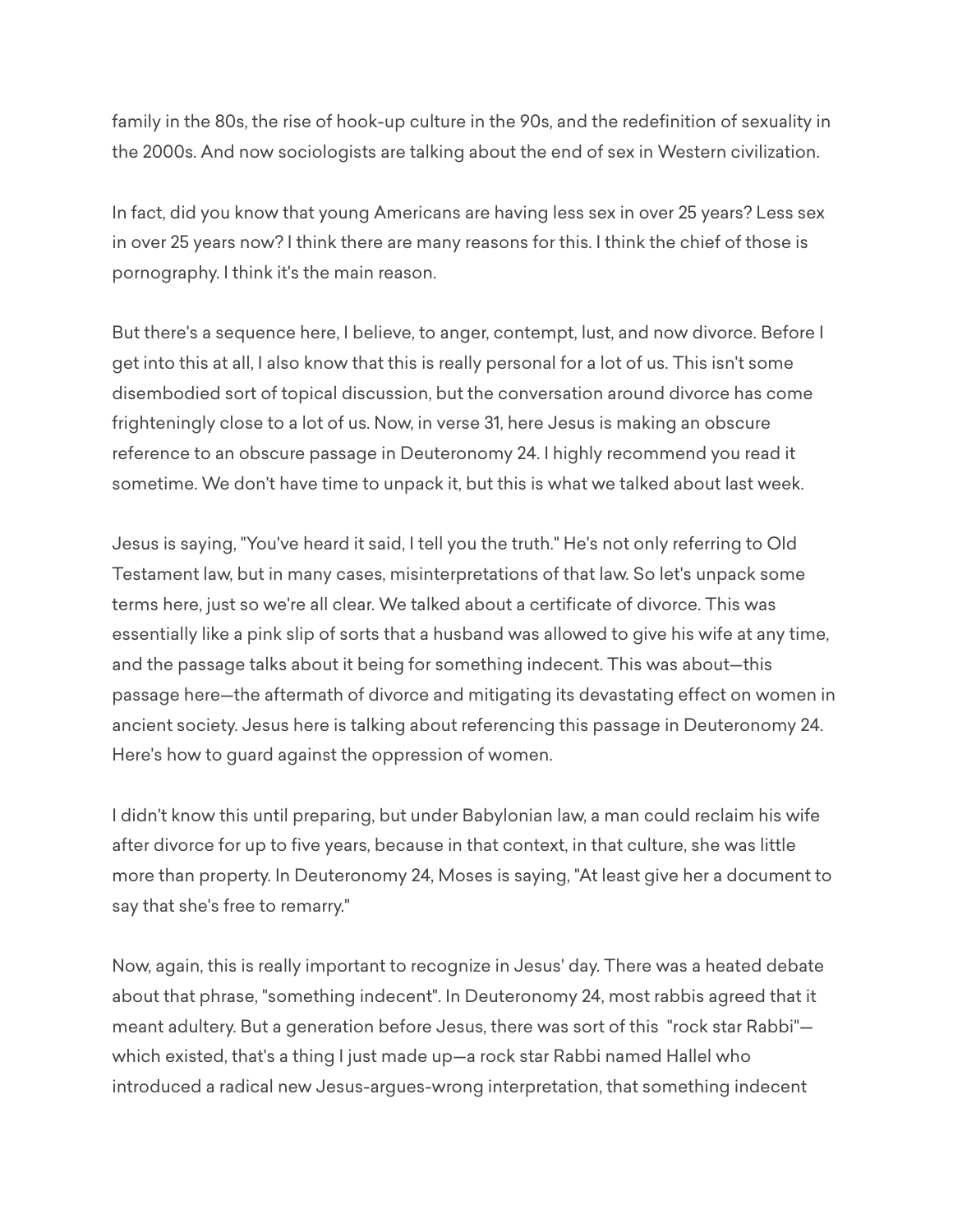family in the 80s, the rise of hook-up culture in the 90s, and the redefinition of sexuality in the 2000s. And now sociologists are talking about the end of sex in Western civilization.

In fact, did you know that young Americans are having less sex in over 25 years? Less sex in over 25 years now? I think there are many reasons for this. I think the chief of those is pornography. I think it's the main reason.

But there's a sequence here, I believe, to anger, contempt, lust, and now divorce. Before I get into this at all, I also know that this is really personal for a lot of us. This isn't some disembodied sort of topical discussion, but the conversation around divorce has come frighteningly close to a lot of us. Now, in verse 31, here Jesus is making an obscure reference to an obscure passage in Deuteronomy 24. I highly recommend you read it sometime. We don't have time to unpack it, but this is what we talked about last week.

Jesus is saying, "You've heard it said, I tell you the truth." He's not only referring to Old Testament law, but in many cases, misinterpretations of that law. So let's unpack some terms here, just so we're all clear. We talked about a certificate of divorce. This was essentially like a pink slip of sorts that a husband was allowed to give his wife at any time, and the passage talks about it being for something indecent. This was about—this passage here—the aftermath of divorce and mitigating its devastating effect on women in ancient society. Jesus here is talking about referencing this passage in Deuteronomy 24. Here's how to guard against the oppression of women.

I didn't know this until preparing, but under Babylonian law, a man could reclaim his wife after divorce for up to five years, because in that context, in that culture, she was little more than property. In Deuteronomy 24, Moses is saying, "At least give her a document to say that she's free to remarry."

Now, again, this is really important to recognize in Jesus' day. There was a heated debate about that phrase, "something indecent". In Deuteronomy 24, most rabbis agreed that it meant adultery. But a generation before Jesus, there was sort of this "rock star Rabbi"—which existed, that's a thing I just made up—a rock star Rabbi named Hallel who introduced a radical new Jesus-argues-wrong interpretation, that something indecent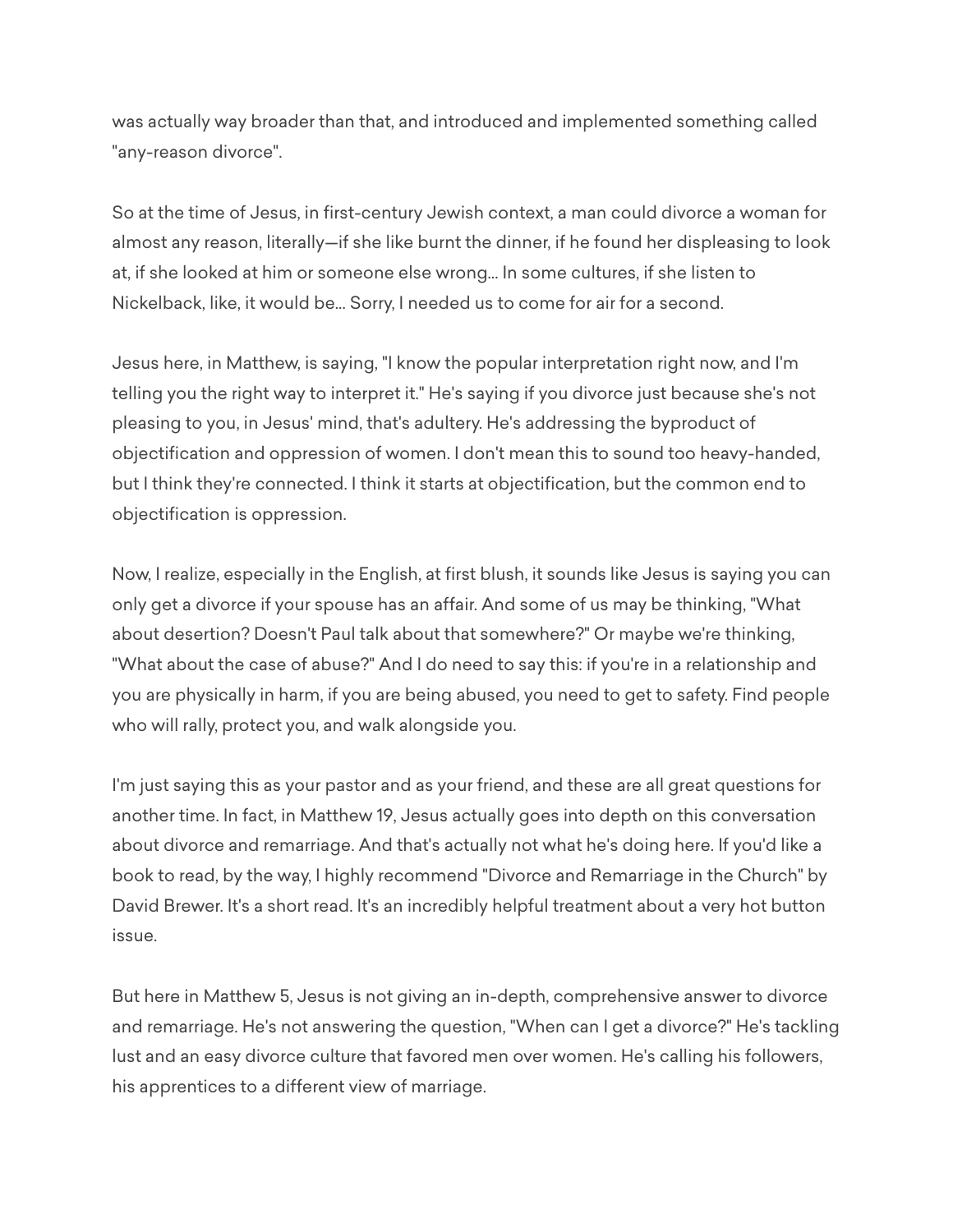was actually way broader than that, and introduced and implemented something called "any-reason divorce".

So at the time of Jesus, in first-century Jewish context, a man could divorce a woman for almost any reason, literally—if she like burnt the dinner, if he found her displeasing to look at, if she looked at him or someone else wrong... In some cultures, if she listen to Nickelback, like, it would be... Sorry, I needed us to come for air for a second.

Jesus here, in Matthew, is saying, "I know the popular interpretation right now, and I'm telling you the right way to interpret it." He's saying if you divorce just because she's not pleasing to you, in Jesus' mind, that's adultery. He's addressing the byproduct of objectification and oppression of women. I don't mean this to sound too heavy-handed, but I think they're connected. I think it starts at objectification, but the common end to objectification is oppression.

Now, I realize, especially in the English, at first blush, it sounds like Jesus is saying you can only get a divorce if your spouse has an affair. And some of us may be thinking, "What about desertion? Doesn't Paul talk about that somewhere?" Or maybe we're thinking, "What about the case of abuse?" And I do need to say this: if you're in a relationship and you are physically in harm, if you are being abused, you need to get to safety. Find people who will rally, protect you, and walk alongside you.

I'm just saying this as your pastor and as your friend, and these are all great questions for another time. In fact, in Matthew 19, Jesus actually goes into depth on this conversation about divorce and remarriage. And that's actually not what he's doing here. If you'd like a book to read, by the way, I highly recommend "Divorce and Remarriage in the Church" by David Brewer. It's a short read. It's an incredibly helpful treatment about a very hot button issue.

But here in Matthew 5, Jesus is not giving an in-depth, comprehensive answer to divorce and remarriage. He's not answering the question, "When can I get a divorce?" He's tackling lust and an easy divorce culture that favored men over women. He's calling his followers, his apprentices to a different view of marriage.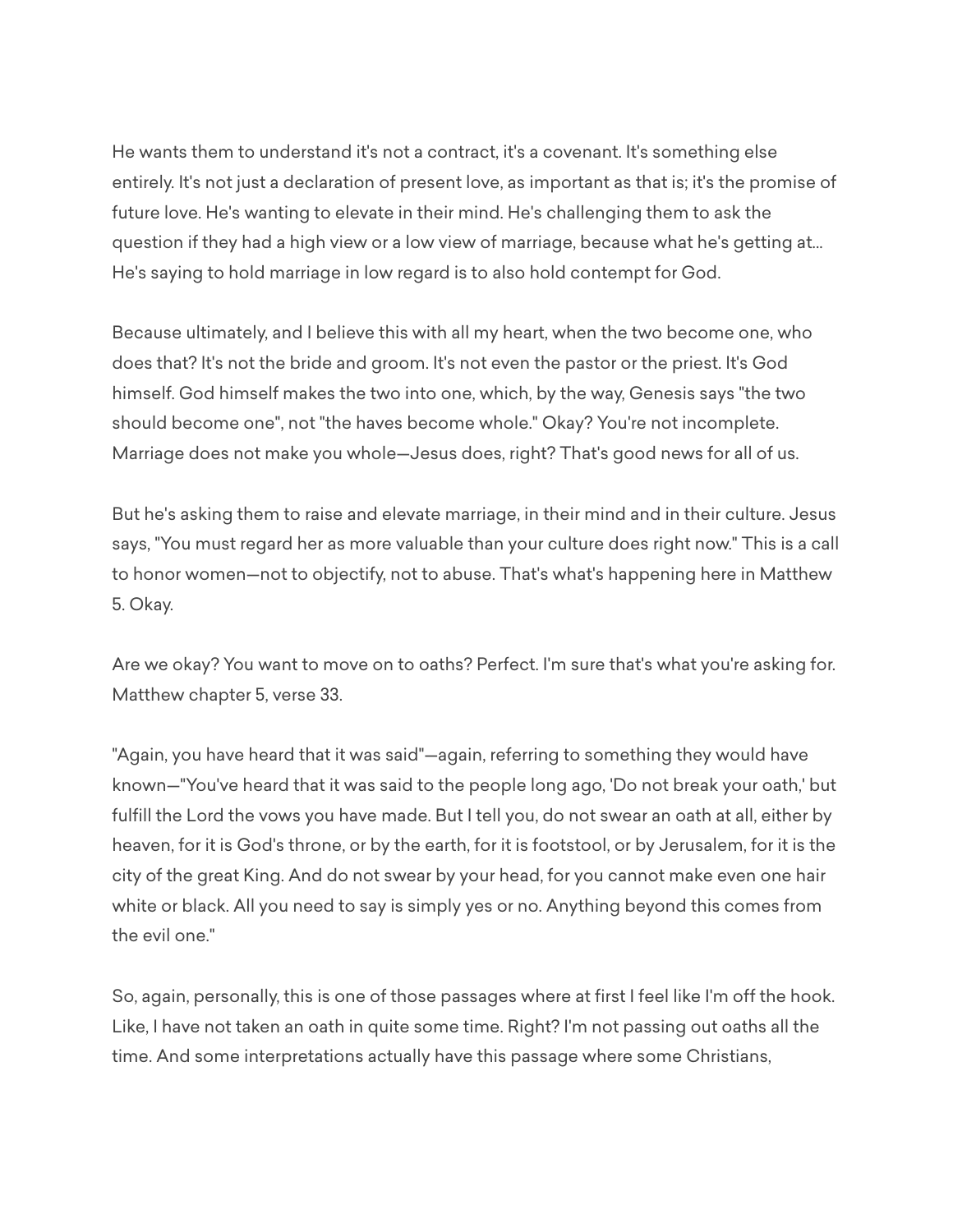He wants them to understand it's not a contract, it's a covenant. It's something else entirely. It's not just a declaration of present love, as important as that is; it's the promise of future love. He's wanting to elevate in their mind. He's challenging them to ask the question if they had a high view or a low view of marriage, because what he's getting at... He's saying to hold marriage in low regard is to also hold contempt for God.

Because ultimately, and I believe this with all my heart, when the two become one, who does that? It's not the bride and groom. It's not even the pastor or the priest. It's God himself. God himself makes the two into one, which, by the way, Genesis says "the two should become one", not "the haves become whole." Okay? You're not incomplete. Marriage does not make you whole—Jesus does, right? That's good news for all of us.

But he's asking them to raise and elevate marriage, in their mind and in their culture. Jesus says, "You must regard her as more valuable than your culture does right now." This is a call to honor women—not to objectify, not to abuse. That's what's happening here in Matthew 5. Okay.

Are we okay? You want to move on to oaths? Perfect. I'm sure that's what you're asking for. Matthew chapter 5, verse 33.

"Again, you have heard that it was said"—again, referring to something they would have known—"You've heard that it was said to the people long ago, 'Do not break your oath,' but fulfill the Lord the vows you have made. But I tell you, do not swear an oath at all, either by heaven, for it is God's throne, or by the earth, for it is footstool, or by Jerusalem, for it is the city of the great King. And do not swear by your head, for you cannot make even one hair white or black. All you need to say is simply yes or no. Anything beyond this comes from the evil one."

So, again, personally, this is one of those passages where at first I feel like I'm off the hook. Like, I have not taken an oath in quite some time. Right? I'm not passing out oaths all the time. And some interpretations actually have this passage where some Christians,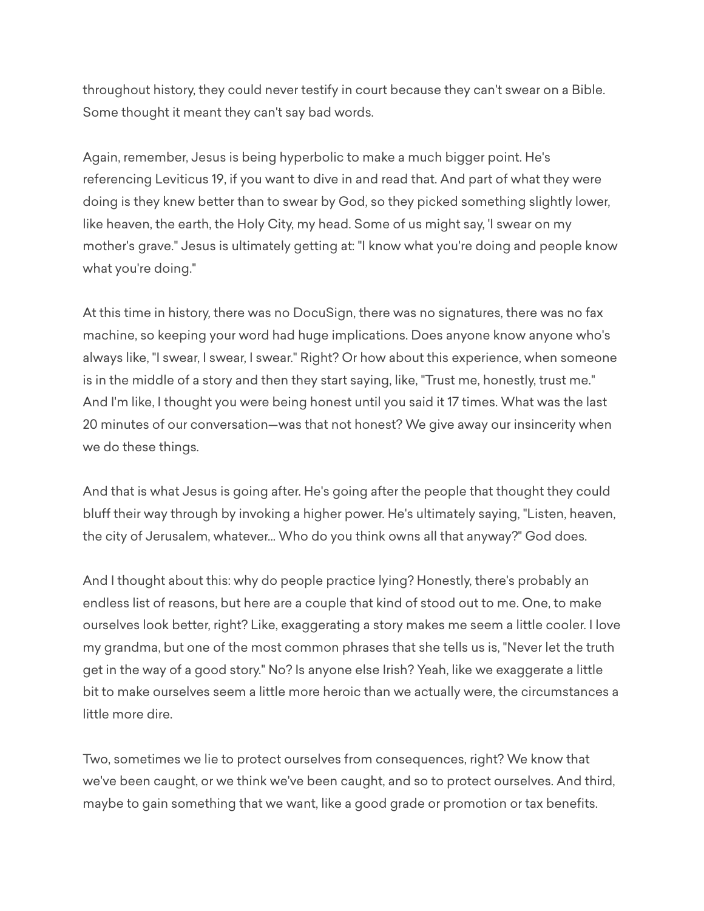throughout history, they could never testify in court because they can't swear on a Bible. Some thought it meant they can't say bad words.

Again, remember, Jesus is being hyperbolic to make a much bigger point. He's referencing Leviticus 19, if you want to dive in and read that. And part of what they were doing is they knew better than to swear by God, so they picked something slightly lower, like heaven, the earth, the Holy City, my head. Some of us might say, 'I swear on my mother's grave." Jesus is ultimately getting at: "I know what you're doing and people know what you're doing."

At this time in history, there was no DocuSign, there was no signatures, there was no fax machine, so keeping your word had huge implications. Does anyone know anyone who's always like, "I swear, I swear, I swear." Right? Or how about this experience, when someone is in the middle of a story and then they start saying, like, "Trust me, honestly, trust me." And I'm like, I thought you were being honest until you said it 17 times. What was the last 20 minutes of our conversation—was that not honest? We give away our insincerity when we do these things.

And that is what Jesus is going after. He's going after the people that thought they could bluff their way through by invoking a higher power. He's ultimately saying, "Listen, heaven, the city of Jerusalem, whatever... Who do you think owns all that anyway?" God does.

And I thought about this: why do people practice lying? Honestly, there's probably an endless list of reasons, but here are a couple that kind of stood out to me. One, to make ourselves look better, right? Like, exaggerating a story makes me seem a little cooler. I love my grandma, but one of the most common phrases that she tells us is, "Never let the truth get in the way of a good story." No? Is anyone else Irish? Yeah, like we exaggerate a little bit to make ourselves seem a little more heroic than we actually were, the circumstances a little more dire.

Two, sometimes we lie to protect ourselves from consequences, right? We know that we've been caught, or we think we've been caught, and so to protect ourselves. And third, maybe to gain something that we want, like a good grade or promotion or tax benefits.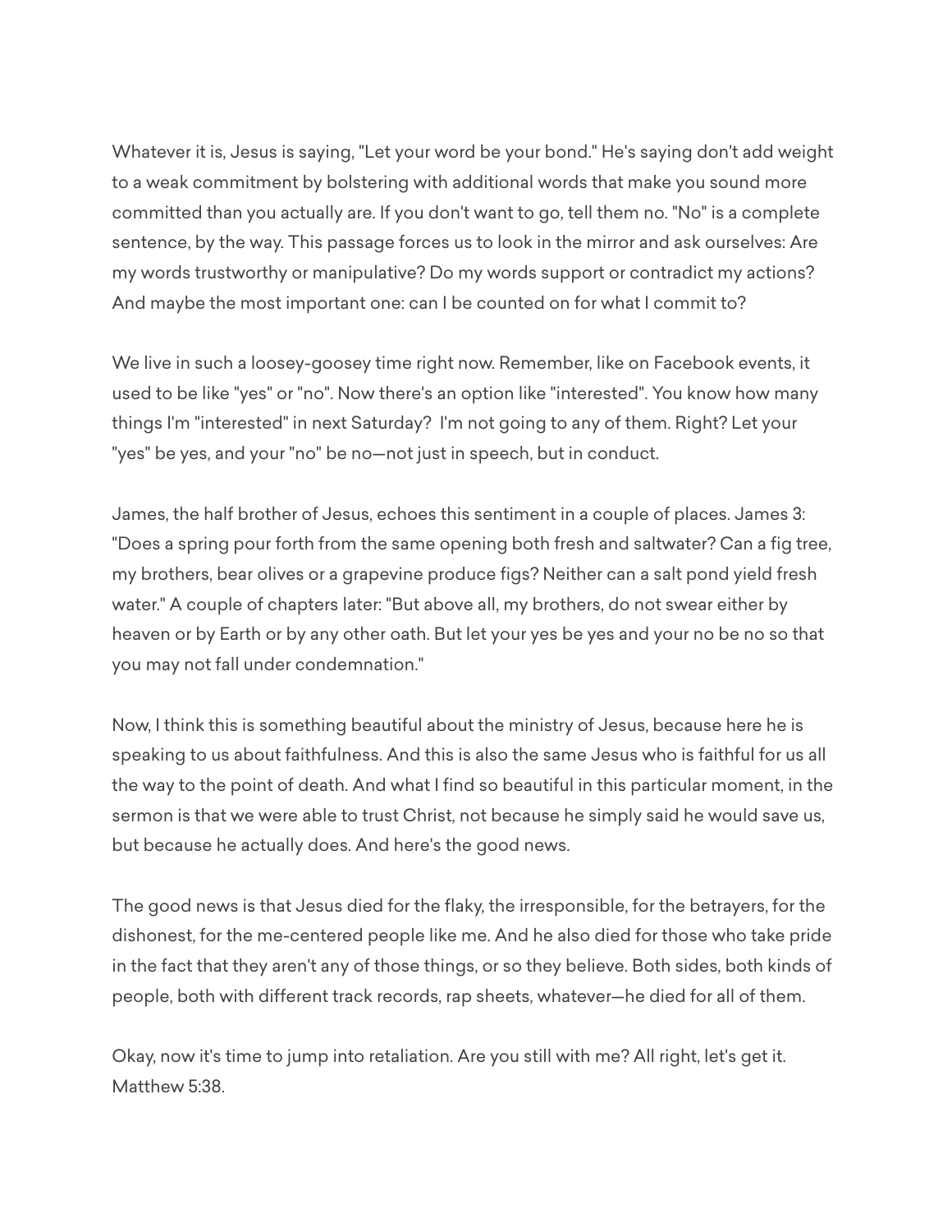Whatever it is, Jesus is saying, "Let your word be your bond." He's saying don't add weight to a weak commitment by bolstering with additional words that make you sound more committed than you actually are. If you don't want to go, tell them no. "No" is a complete sentence, by the way. This passage forces us to look in the mirror and ask ourselves: Are my words trustworthy or manipulative? Do my words support or contradict my actions? And maybe the most important one: can I be counted on for what I commit to?

We live in such a loosey-goosey time right now. Remember, like on Facebook events, it used to be like "yes" or "no". Now there's an option like "interested". You know how many things I'm "interested" in next Saturday?  I'm not going to any of them. Right? Let your "yes" be yes, and your "no" be no—not just in speech, but in conduct.

James, the half brother of Jesus, echoes this sentiment in a couple of places. James 3: "Does a spring pour forth from the same opening both fresh and saltwater? Can a fig tree, my brothers, bear olives or a grapevine produce figs? Neither can a salt pond yield fresh water." A couple of chapters later: "But above all, my brothers, do not swear either by heaven or by Earth or by any other oath. But let your yes be yes and your no be no so that you may not fall under condemnation."

Now, I think this is something beautiful about the ministry of Jesus, because here he is speaking to us about faithfulness. And this is also the same Jesus who is faithful for us all the way to the point of death. And what I find so beautiful in this particular moment, in the sermon is that we were able to trust Christ, not because he simply said he would save us, but because he actually does. And here's the good news.

The good news is that Jesus died for the flaky, the irresponsible, for the betrayers, for the dishonest, for the me-centered people like me. And he also died for those who take pride in the fact that they aren't any of those things, or so they believe. Both sides, both kinds of people, both with different track records, rap sheets, whatever—he died for all of them.

Okay, now it's time to jump into retaliation. Are you still with me? All right, let's get it. Matthew 5:38.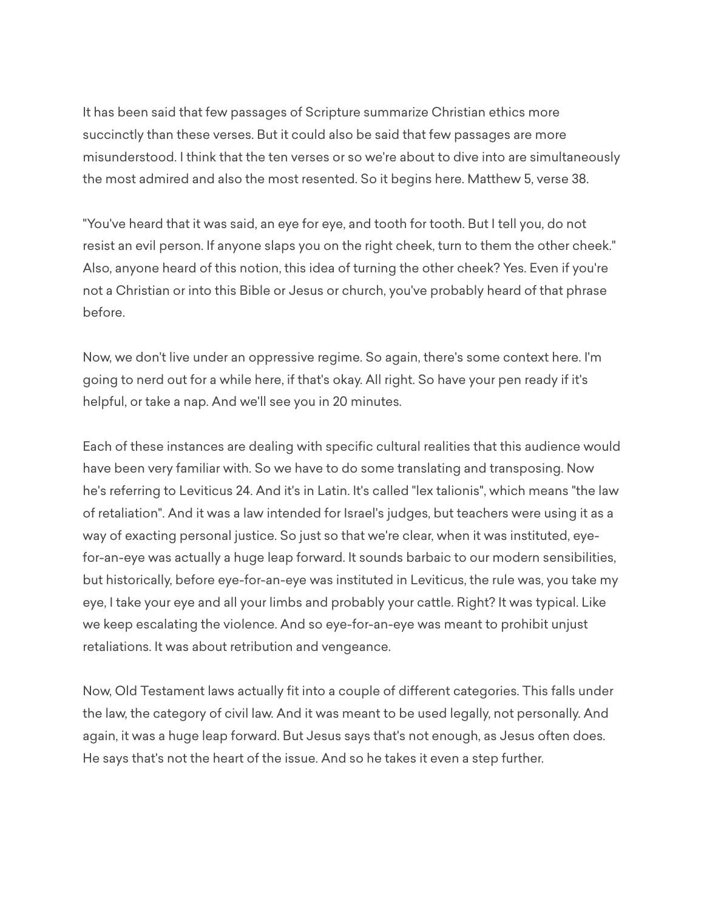It has been said that few passages of Scripture summarize Christian ethics more succinctly than these verses. But it could also be said that few passages are more misunderstood. I think that the ten verses or so we're about to dive into are simultaneously the most admired and also the most resented. So it begins here. Matthew 5, verse 38.

"You've heard that it was said, an eye for eye, and tooth for tooth. But I tell you, do not resist an evil person. If anyone slaps you on the right cheek, turn to them the other cheek." Also, anyone heard of this notion, this idea of turning the other cheek? Yes. Even if you're not a Christian or into this Bible or Jesus or church, you've probably heard of that phrase before.

Now, we don't live under an oppressive regime. So again, there's some context here. I'm going to nerd out for a while here, if that's okay. All right. So have your pen ready if it's helpful, or take a nap. And we'll see you in 20 minutes.

Each of these instances are dealing with specific cultural realities that this audience would have been very familiar with. So we have to do some translating and transposing. Now he's referring to Leviticus 24. And it's in Latin. It's called "lex talionis", which means "the law of retaliation". And it was a law intended for Israel's judges, but teachers were using it as a way of exacting personal justice. So just so that we're clear, when it was instituted, eye-for-an-eye was actually a huge leap forward. It sounds barbaic to our modern sensibilities, but historically, before eye-for-an-eye was instituted in Leviticus, the rule was, you take my eye, I take your eye and all your limbs and probably your cattle. Right? It was typical. Like we keep escalating the violence. And so eye-for-an-eye was meant to prohibit unjust retaliations. It was about retribution and vengeance.

Now, Old Testament laws actually fit into a couple of different categories. This falls under the law, the category of civil law. And it was meant to be used legally, not personally. And again, it was a huge leap forward. But Jesus says that's not enough, as Jesus often does. He says that's not the heart of the issue. And so he takes it even a step further.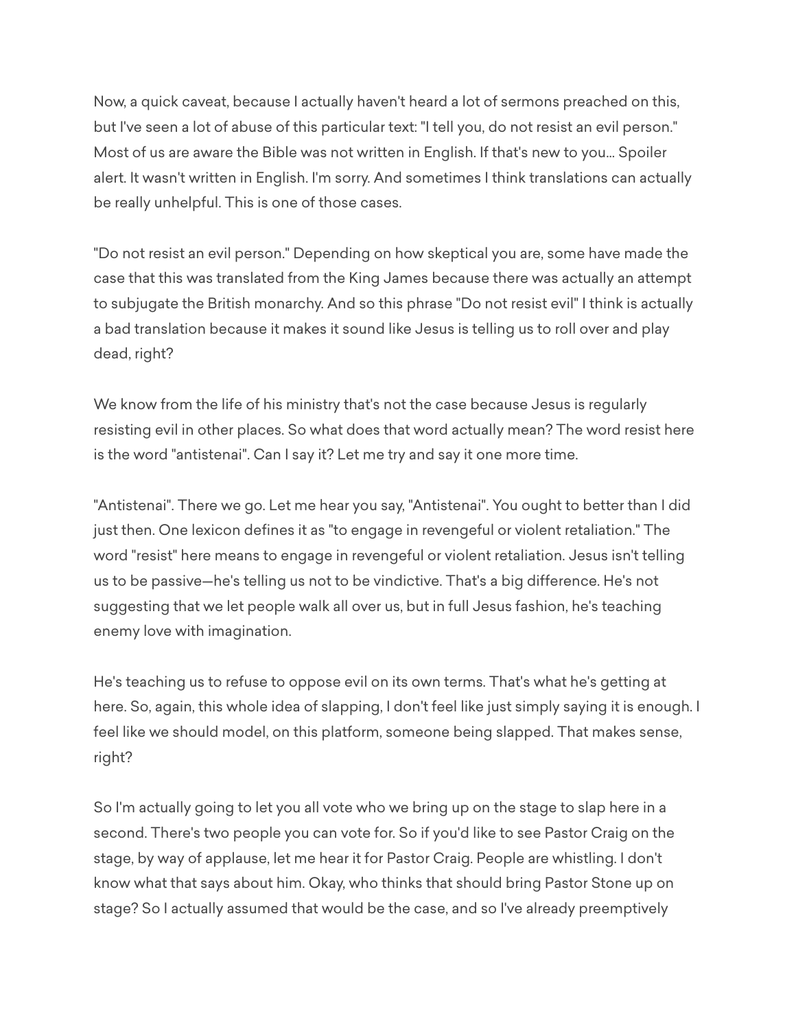Now, a quick caveat, because I actually haven't heard a lot of sermons preached on this, but I've seen a lot of abuse of this particular text: "I tell you, do not resist an evil person." Most of us are aware the Bible was not written in English. If that's new to you... Spoiler alert. It wasn't written in English. I'm sorry. And sometimes I think translations can actually be really unhelpful. This is one of those cases.

"Do not resist an evil person." Depending on how skeptical you are, some have made the case that this was translated from the King James because there was actually an attempt to subjugate the British monarchy. And so this phrase "Do not resist evil" I think is actually a bad translation because it makes it sound like Jesus is telling us to roll over and play dead, right?

We know from the life of his ministry that's not the case because Jesus is regularly resisting evil in other places. So what does that word actually mean? The word resist here is the word "antistenai". Can I say it? Let me try and say it one more time.

"Antistenai". There we go. Let me hear you say, "Antistenai". You ought to better than I did just then. One lexicon defines it as "to engage in revengeful or violent retaliation." The word "resist" here means to engage in revengeful or violent retaliation. Jesus isn't telling us to be passive—he's telling us not to be vindictive. That's a big difference. He's not suggesting that we let people walk all over us, but in full Jesus fashion, he's teaching enemy love with imagination.

He's teaching us to refuse to oppose evil on its own terms. That's what he's getting at here. So, again, this whole idea of slapping, I don't feel like just simply saying it is enough. I feel like we should model, on this platform, someone being slapped. That makes sense, right?

So I'm actually going to let you all vote who we bring up on the stage to slap here in a second. There's two people you can vote for. So if you'd like to see Pastor Craig on the stage, by way of applause, let me hear it for Pastor Craig. People are whistling. I don't know what that says about him. Okay, who thinks that should bring Pastor Stone up on stage? So I actually assumed that would be the case, and so I've already preemptively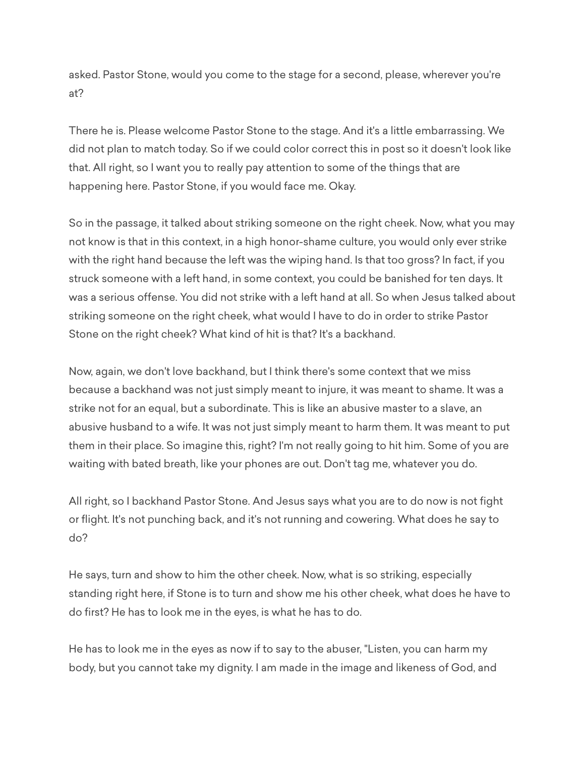asked. Pastor Stone, would you come to the stage for a second, please, wherever you're at?

There he is. Please welcome Pastor Stone to the stage. And it's a little embarrassing. We did not plan to match today. So if we could color correct this in post so it doesn't look like that. All right, so I want you to really pay attention to some of the things that are happening here. Pastor Stone, if you would face me. Okay.

So in the passage, it talked about striking someone on the right cheek. Now, what you may not know is that in this context, in a high honor-shame culture, you would only ever strike with the right hand because the left was the wiping hand. Is that too gross? In fact, if you struck someone with a left hand, in some context, you could be banished for ten days. It was a serious offense. You did not strike with a left hand at all. So when Jesus talked about striking someone on the right cheek, what would I have to do in order to strike Pastor Stone on the right cheek? What kind of hit is that? It's a backhand.

Now, again, we don't love backhand, but I think there's some context that we miss because a backhand was not just simply meant to injure, it was meant to shame. It was a strike not for an equal, but a subordinate. This is like an abusive master to a slave, an abusive husband to a wife. It was not just simply meant to harm them. It was meant to put them in their place. So imagine this, right? I'm not really going to hit him. Some of you are waiting with bated breath, like your phones are out. Don't tag me, whatever you do.

All right, so I backhand Pastor Stone. And Jesus says what you are to do now is not fight or flight. It's not punching back, and it's not running and cowering. What does he say to do?

He says, turn and show to him the other cheek. Now, what is so striking, especially standing right here, if Stone is to turn and show me his other cheek, what does he have to do first? He has to look me in the eyes, is what he has to do.

He has to look me in the eyes as now if to say to the abuser, "Listen, you can harm my body, but you cannot take my dignity. I am made in the image and likeness of God, and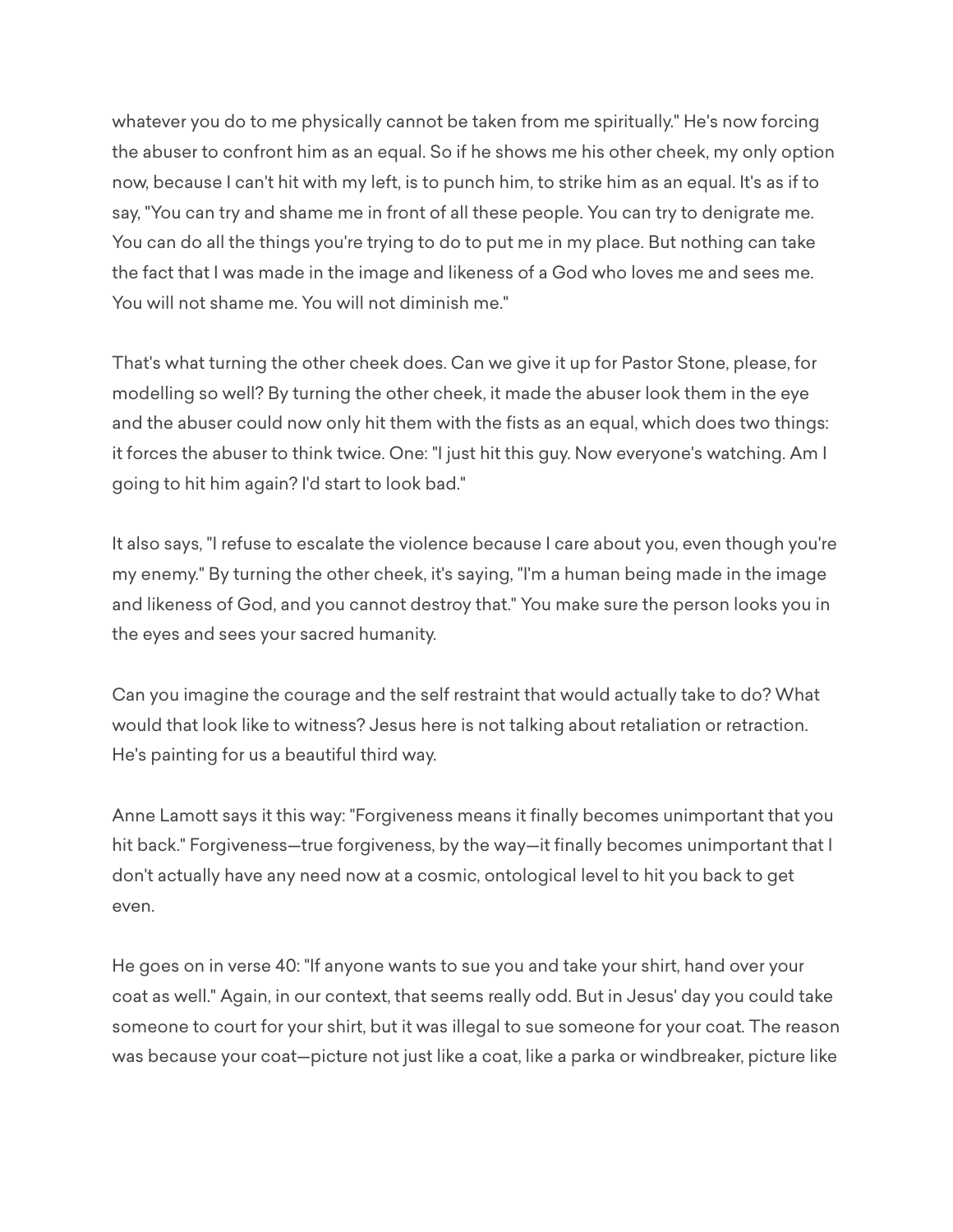whatever you do to me physically cannot be taken from me spiritually." He's now forcing the abuser to confront him as an equal. So if he shows me his other cheek, my only option now, because I can't hit with my left, is to punch him, to strike him as an equal. It's as if to say, "You can try and shame me in front of all these people. You can try to denigrate me. You can do all the things you're trying to do to put me in my place. But nothing can take the fact that I was made in the image and likeness of a God who loves me and sees me. You will not shame me. You will not diminish me."

That's what turning the other cheek does. Can we give it up for Pastor Stone, please, for modelling so well? By turning the other cheek, it made the abuser look them in the eye and the abuser could now only hit them with the fists as an equal, which does two things: it forces the abuser to think twice. One: "I just hit this guy. Now everyone's watching. Am I going to hit him again? I'd start to look bad."

It also says, "I refuse to escalate the violence because I care about you, even though you're my enemy." By turning the other cheek, it's saying, "I'm a human being made in the image and likeness of God, and you cannot destroy that." You make sure the person looks you in the eyes and sees your sacred humanity.

Can you imagine the courage and the self restraint that would actually take to do? What would that look like to witness? Jesus here is not talking about retaliation or retraction. He's painting for us a beautiful third way.

Anne Lamott says it this way: "Forgiveness means it finally becomes unimportant that you hit back." Forgiveness—true forgiveness, by the way—it finally becomes unimportant that I don't actually have any need now at a cosmic, ontological level to hit you back to get even.

He goes on in verse 40: "If anyone wants to sue you and take your shirt, hand over your coat as well." Again, in our context, that seems really odd. But in Jesus' day you could take someone to court for your shirt, but it was illegal to sue someone for your coat. The reason was because your coat—picture not just like a coat, like a parka or windbreaker, picture like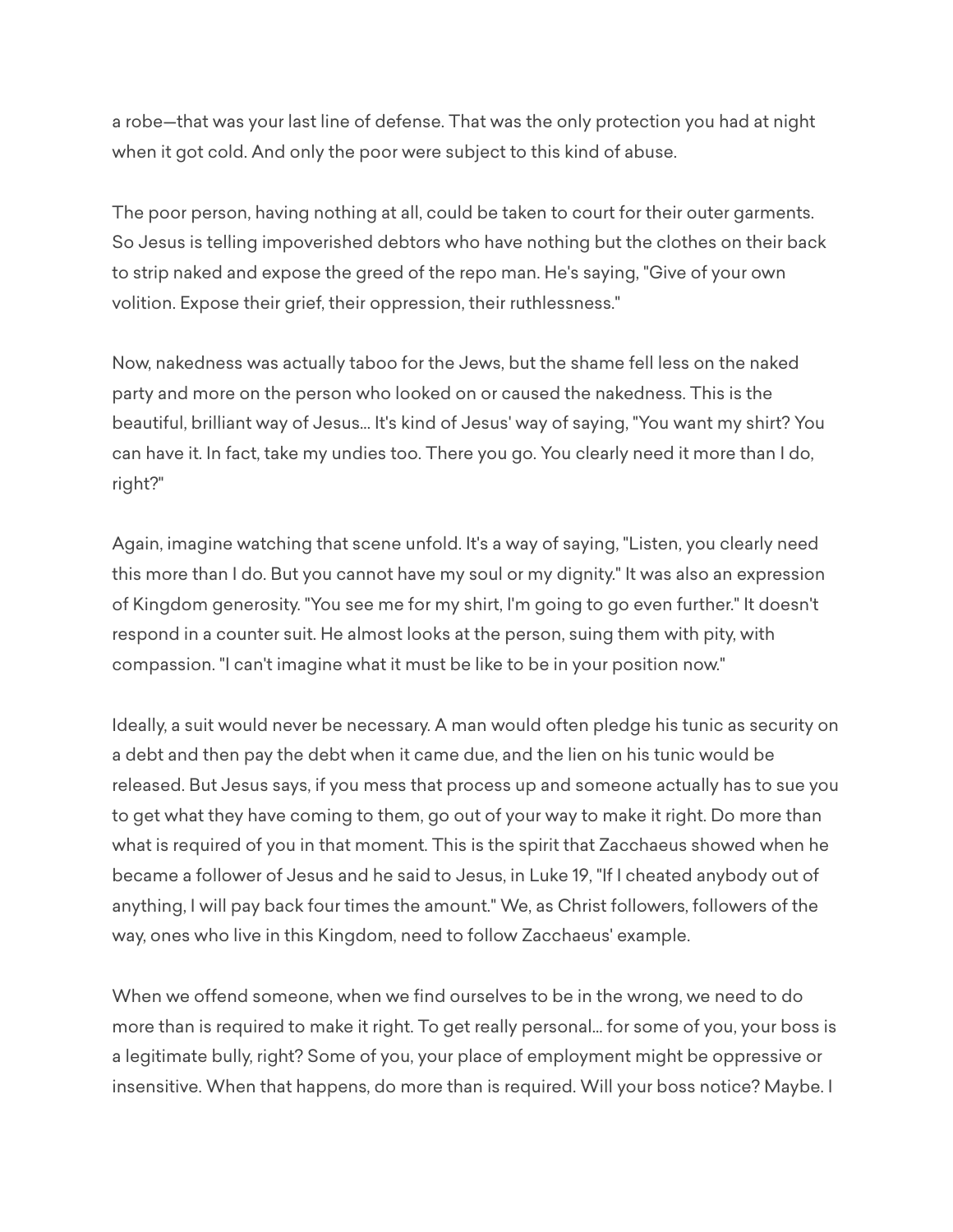a robe—that was your last line of defense. That was the only protection you had at night when it got cold. And only the poor were subject to this kind of abuse.

The poor person, having nothing at all, could be taken to court for their outer garments. So Jesus is telling impoverished debtors who have nothing but the clothes on their back to strip naked and expose the greed of the repo man. He's saying, "Give of your own volition. Expose their grief, their oppression, their ruthlessness."

Now, nakedness was actually taboo for the Jews, but the shame fell less on the naked party and more on the person who looked on or caused the nakedness. This is the beautiful, brilliant way of Jesus... It's kind of Jesus' way of saying, "You want my shirt? You can have it. In fact, take my undies too. There you go. You clearly need it more than I do, right?"

Again, imagine watching that scene unfold. It's a way of saying, "Listen, you clearly need this more than I do. But you cannot have my soul or my dignity." It was also an expression of Kingdom generosity. "You see me for my shirt, I'm going to go even further." It doesn't respond in a counter suit. He almost looks at the person, suing them with pity, with compassion. "I can't imagine what it must be like to be in your position now."

Ideally, a suit would never be necessary. A man would often pledge his tunic as security on a debt and then pay the debt when it came due, and the lien on his tunic would be released. But Jesus says, if you mess that process up and someone actually has to sue you to get what they have coming to them, go out of your way to make it right. Do more than what is required of you in that moment. This is the spirit that Zacchaeus showed when he became a follower of Jesus and he said to Jesus, in Luke 19, "If I cheated anybody out of anything, I will pay back four times the amount." We, as Christ followers, followers of the way, ones who live in this Kingdom, need to follow Zacchaeus' example.

When we offend someone, when we find ourselves to be in the wrong, we need to do more than is required to make it right. To get really personal... for some of you, your boss is a legitimate bully, right? Some of you, your place of employment might be oppressive or insensitive. When that happens, do more than is required. Will your boss notice? Maybe. I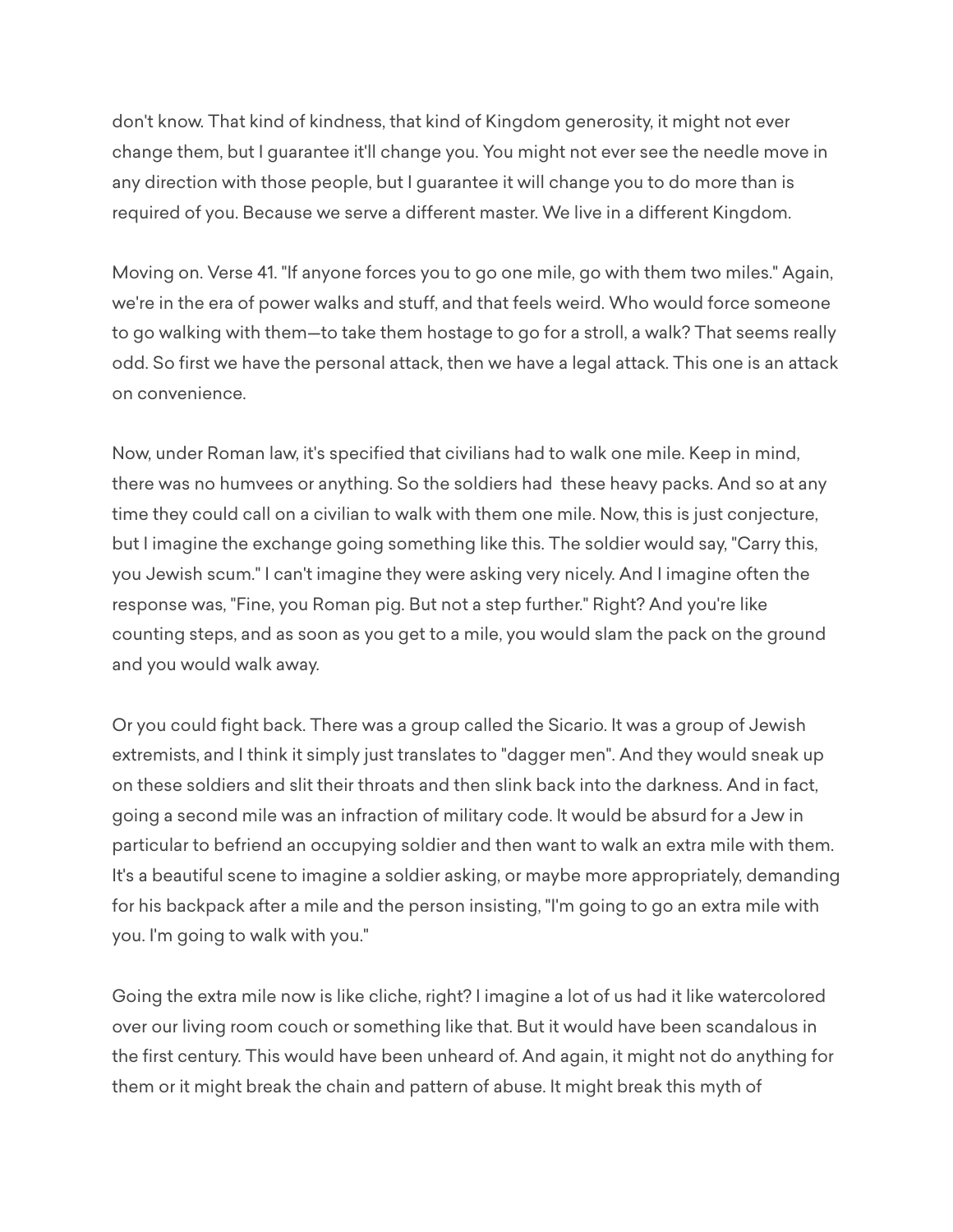don't know. That kind of kindness, that kind of Kingdom generosity, it might not ever change them, but I guarantee it'll change you. You might not ever see the needle move in any direction with those people, but I guarantee it will change you to do more than is required of you. Because we serve a different master. We live in a different Kingdom.

Moving on. Verse 41. "If anyone forces you to go one mile, go with them two miles." Again, we're in the era of power walks and stuff, and that feels weird. Who would force someone to go walking with them—to take them hostage to go for a stroll, a walk? That seems really odd. So first we have the personal attack, then we have a legal attack. This one is an attack on convenience.

Now, under Roman law, it's specified that civilians had to walk one mile. Keep in mind, there was no humvees or anything. So the soldiers had these heavy packs. And so at any time they could call on a civilian to walk with them one mile. Now, this is just conjecture, but I imagine the exchange going something like this. The soldier would say, "Carry this, you Jewish scum." I can't imagine they were asking very nicely. And I imagine often the response was, "Fine, you Roman pig. But not a step further." Right? And you're like counting steps, and as soon as you get to a mile, you would slam the pack on the ground and you would walk away.

Or you could fight back. There was a group called the Sicario. It was a group of Jewish extremists, and I think it simply just translates to "dagger men". And they would sneak up on these soldiers and slit their throats and then slink back into the darkness. And in fact, going a second mile was an infraction of military code. It would be absurd for a Jew in particular to befriend an occupying soldier and then want to walk an extra mile with them. It's a beautiful scene to imagine a soldier asking, or maybe more appropriately, demanding for his backpack after a mile and the person insisting, "I'm going to go an extra mile with you. I'm going to walk with you."

Going the extra mile now is like cliche, right? I imagine a lot of us had it like watercolored over our living room couch or something like that. But it would have been scandalous in the first century. This would have been unheard of. And again, it might not do anything for them or it might break the chain and pattern of abuse. It might break this myth of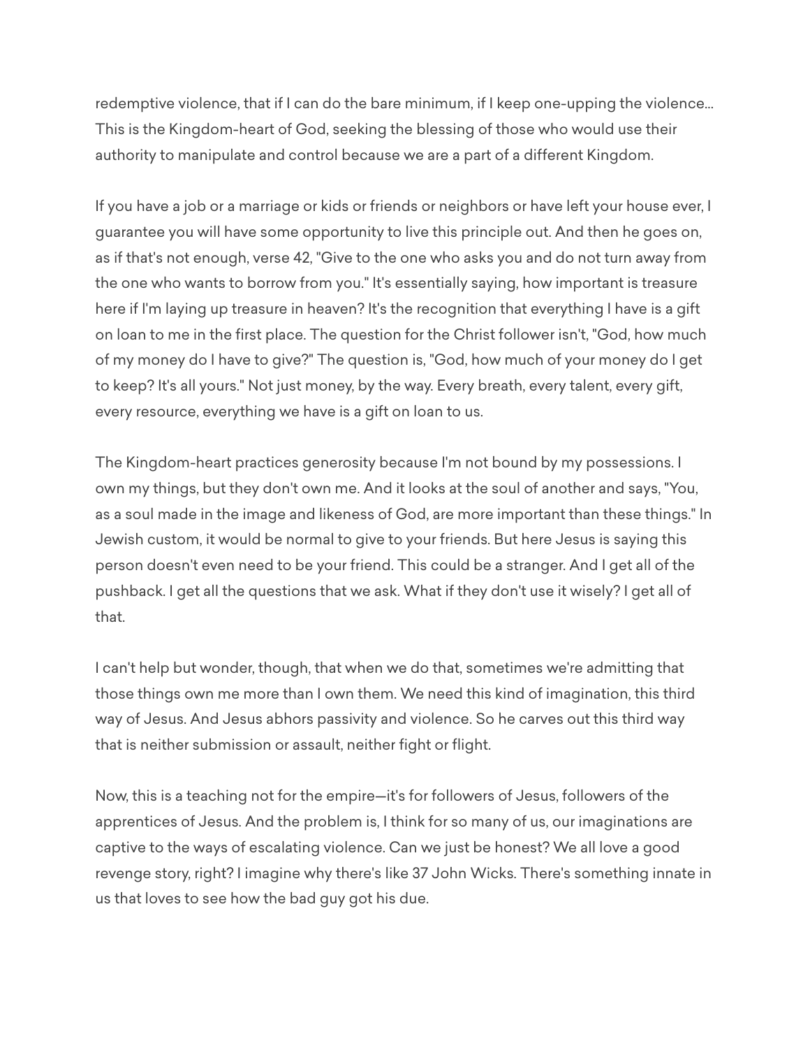redemptive violence, that if I can do the bare minimum, if I keep one-upping the violence... This is the Kingdom-heart of God, seeking the blessing of those who would use their authority to manipulate and control because we are a part of a different Kingdom.

If you have a job or a marriage or kids or friends or neighbors or have left your house ever, I guarantee you will have some opportunity to live this principle out. And then he goes on, as if that's not enough, verse 42, "Give to the one who asks you and do not turn away from the one who wants to borrow from you." It's essentially saying, how important is treasure here if I'm laying up treasure in heaven? It's the recognition that everything I have is a gift on loan to me in the first place. The question for the Christ follower isn't, "God, how much of my money do I have to give?" The question is, "God, how much of your money do I get to keep? It's all yours." Not just money, by the way. Every breath, every talent, every gift, every resource, everything we have is a gift on loan to us.

The Kingdom-heart practices generosity because I'm not bound by my possessions. I own my things, but they don't own me. And it looks at the soul of another and says, "You, as a soul made in the image and likeness of God, are more important than these things." In Jewish custom, it would be normal to give to your friends. But here Jesus is saying this person doesn't even need to be your friend. This could be a stranger. And I get all of the pushback. I get all the questions that we ask. What if they don't use it wisely? I get all of that.

I can't help but wonder, though, that when we do that, sometimes we're admitting that those things own me more than I own them. We need this kind of imagination, this third way of Jesus. And Jesus abhors passivity and violence. So he carves out this third way that is neither submission or assault, neither fight or flight.

Now, this is a teaching not for the empire—it's for followers of Jesus, followers of the apprentices of Jesus. And the problem is, I think for so many of us, our imaginations are captive to the ways of escalating violence. Can we just be honest? We all love a good revenge story, right? I imagine why there's like 37 John Wicks. There's something innate in us that loves to see how the bad guy got his due.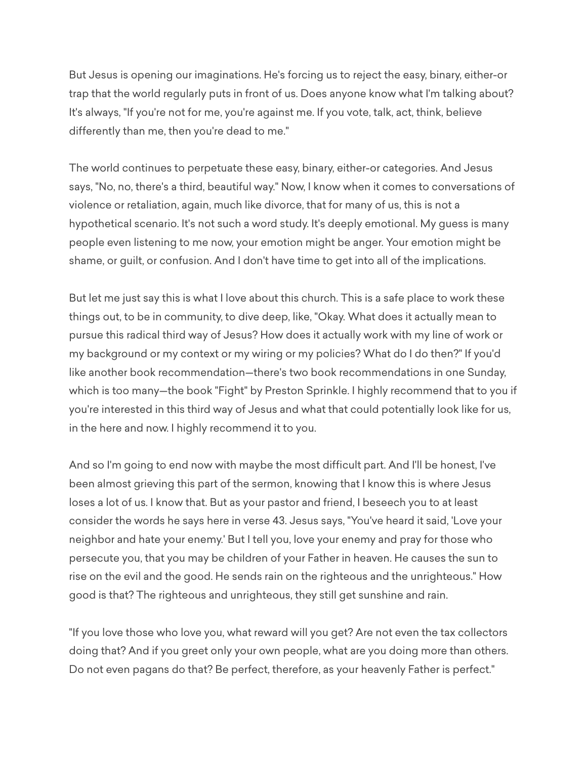But Jesus is opening our imaginations. He's forcing us to reject the easy, binary, either-or trap that the world regularly puts in front of us. Does anyone know what I'm talking about? It's always, "If you're not for me, you're against me. If you vote, talk, act, think, believe differently than me, then you're dead to me."

The world continues to perpetuate these easy, binary, either-or categories. And Jesus says, "No, no, there's a third, beautiful way." Now, I know when it comes to conversations of violence or retaliation, again, much like divorce, that for many of us, this is not a hypothetical scenario. It's not such a word study. It's deeply emotional. My guess is many people even listening to me now, your emotion might be anger. Your emotion might be shame, or guilt, or confusion. And I don't have time to get into all of the implications.

But let me just say this is what I love about this church. This is a safe place to work these things out, to be in community, to dive deep, like, "Okay. What does it actually mean to pursue this radical third way of Jesus? How does it actually work with my line of work or my background or my context or my wiring or my policies? What do I do then?" If you'd like another book recommendation—there's two book recommendations in one Sunday, which is too many—the book "Fight" by Preston Sprinkle. I highly recommend that to you if you're interested in this third way of Jesus and what that could potentially look like for us, in the here and now. I highly recommend it to you.

And so I'm going to end now with maybe the most difficult part. And I'll be honest, I've been almost grieving this part of the sermon, knowing that I know this is where Jesus loses a lot of us. I know that. But as your pastor and friend, I beseech you to at least consider the words he says here in verse 43. Jesus says, "You've heard it said, 'Love your neighbor and hate your enemy.' But I tell you, love your enemy and pray for those who persecute you, that you may be children of your Father in heaven. He causes the sun to rise on the evil and the good. He sends rain on the righteous and the unrighteous." How good is that? The righteous and unrighteous, they still get sunshine and rain.

"If you love those who love you, what reward will you get? Are not even the tax collectors doing that? And if you greet only your own people, what are you doing more than others. Do not even pagans do that? Be perfect, therefore, as your heavenly Father is perfect."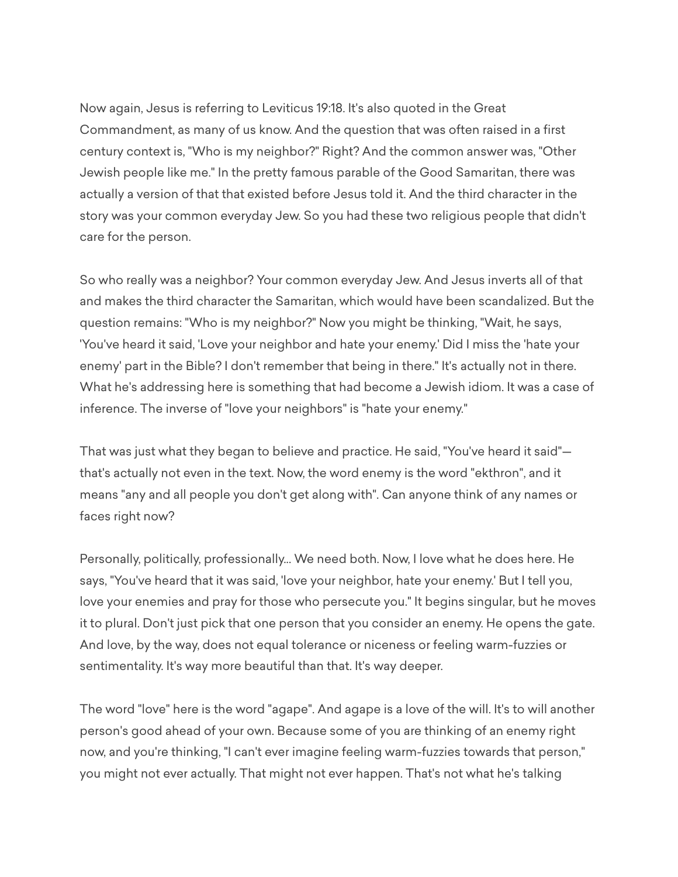Now again, Jesus is referring to Leviticus 19:18. It's also quoted in the Great Commandment, as many of us know. And the question that was often raised in a first century context is, "Who is my neighbor?" Right? And the common answer was, "Other Jewish people like me." In the pretty famous parable of the Good Samaritan, there was actually a version of that that existed before Jesus told it. And the third character in the story was your common everyday Jew. So you had these two religious people that didn't care for the person.

So who really was a neighbor? Your common everyday Jew. And Jesus inverts all of that and makes the third character the Samaritan, which would have been scandalized. But the question remains: "Who is my neighbor?" Now you might be thinking, "Wait, he says, 'You've heard it said, 'Love your neighbor and hate your enemy.' Did I miss the 'hate your enemy' part in the Bible? I don't remember that being in there." It's actually not in there. What he's addressing here is something that had become a Jewish idiom. It was a case of inference. The inverse of "love your neighbors" is "hate your enemy."

That was just what they began to believe and practice. He said, "You've heard it said"—that's actually not even in the text. Now, the word enemy is the word "ekthron", and it means "any and all people you don't get along with". Can anyone think of any names or faces right now?

Personally, politically, professionally... We need both. Now, I love what he does here. He says, "You've heard that it was said, 'love your neighbor, hate your enemy.' But I tell you, love your enemies and pray for those who persecute you." It begins singular, but he moves it to plural. Don't just pick that one person that you consider an enemy. He opens the gate. And love, by the way, does not equal tolerance or niceness or feeling warm-fuzzies or sentimentality. It's way more beautiful than that. It's way deeper.

The word "love" here is the word "agape". And agape is a love of the will. It's to will another person's good ahead of your own. Because some of you are thinking of an enemy right now, and you're thinking, "I can't ever imagine feeling warm-fuzzies towards that person," you might not ever actually. That might not ever happen. That's not what he's talking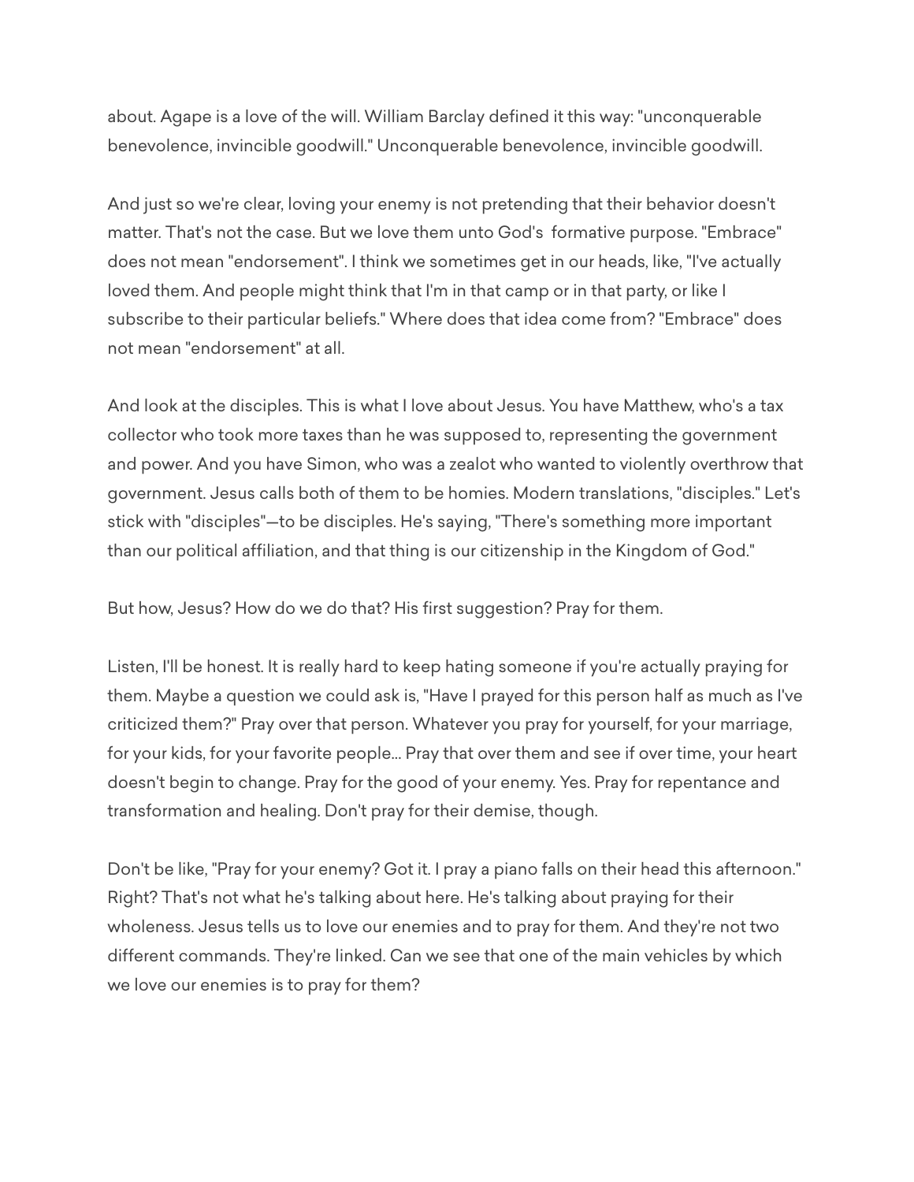about. Agape is a love of the will. William Barclay defined it this way: "unconquerable benevolence, invincible goodwill." Unconquerable benevolence, invincible goodwill.

And just so we're clear, loving your enemy is not pretending that their behavior doesn't matter. That's not the case. But we love them unto God's formative purpose. "Embrace" does not mean "endorsement". I think we sometimes get in our heads, like, "I've actually loved them. And people might think that I'm in that camp or in that party, or like I subscribe to their particular beliefs." Where does that idea come from? "Embrace" does not mean "endorsement" at all.

And look at the disciples. This is what I love about Jesus. You have Matthew, who's a tax collector who took more taxes than he was supposed to, representing the government and power. And you have Simon, who was a zealot who wanted to violently overthrow that government. Jesus calls both of them to be homies. Modern translations, "disciples." Let's stick with "disciples"—to be disciples. He's saying, "There's something more important than our political affiliation, and that thing is our citizenship in the Kingdom of God."

But how, Jesus? How do we do that? His first suggestion? Pray for them.

Listen, I'll be honest. It is really hard to keep hating someone if you're actually praying for them. Maybe a question we could ask is, "Have I prayed for this person half as much as I've criticized them?" Pray over that person. Whatever you pray for yourself, for your marriage, for your kids, for your favorite people... Pray that over them and see if over time, your heart doesn't begin to change. Pray for the good of your enemy. Yes. Pray for repentance and transformation and healing. Don't pray for their demise, though.

Don't be like, "Pray for your enemy? Got it. I pray a piano falls on their head this afternoon." Right? That's not what he's talking about here. He's talking about praying for their wholeness. Jesus tells us to love our enemies and to pray for them. And they're not two different commands. They're linked. Can we see that one of the main vehicles by which we love our enemies is to pray for them?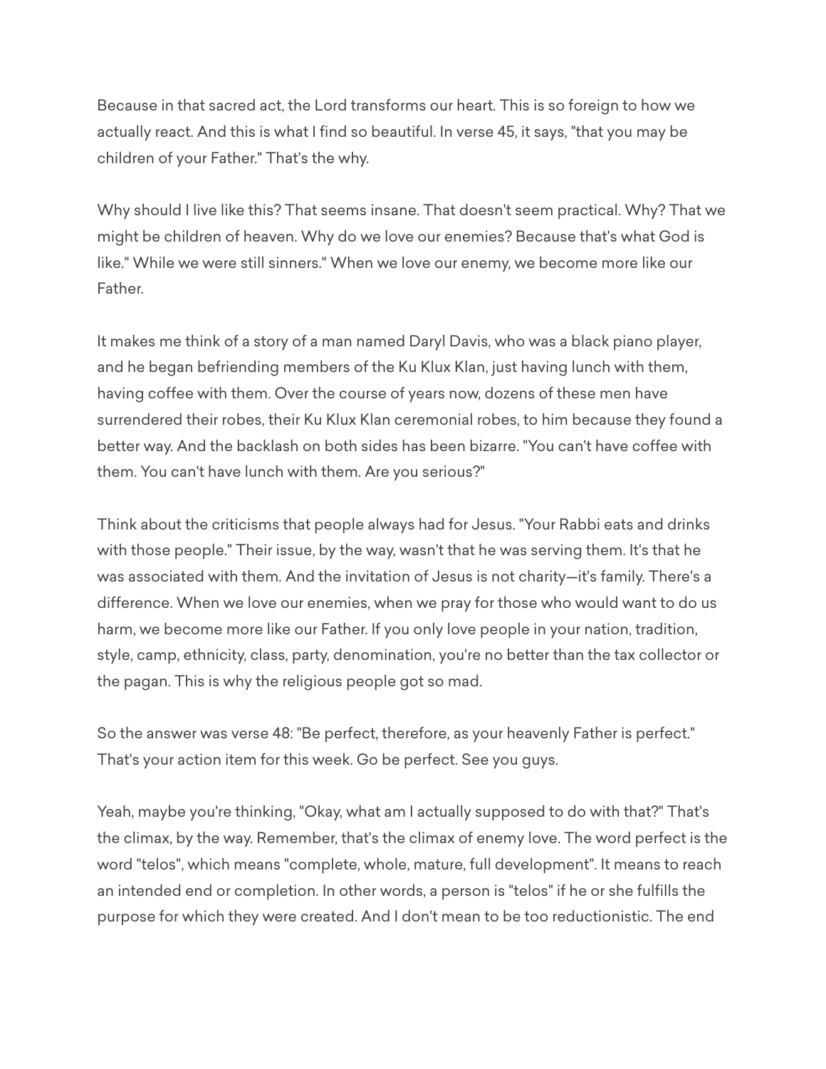Because in that sacred act, the Lord transforms our heart. This is so foreign to how we actually react. And this is what I find so beautiful. In verse 45, it says, "that you may be children of your Father." That's the why.

Why should I live like this? That seems insane. That doesn't seem practical. Why? That we might be children of heaven. Why do we love our enemies? Because that's what God is like." While we were still sinners." When we love our enemy, we become more like our Father.

It makes me think of a story of a man named Daryl Davis, who was a black piano player, and he began befriending members of the Ku Klux Klan, just having lunch with them, having coffee with them. Over the course of years now, dozens of these men have surrendered their robes, their Ku Klux Klan ceremonial robes, to him because they found a better way. And the backlash on both sides has been bizarre. "You can't have coffee with them. You can't have lunch with them. Are you serious?"

Think about the criticisms that people always had for Jesus. "Your Rabbi eats and drinks with those people." Their issue, by the way, wasn't that he was serving them. It's that he was associated with them. And the invitation of Jesus is not charity—it's family. There's a difference. When we love our enemies, when we pray for those who would want to do us harm, we become more like our Father. If you only love people in your nation, tradition, style, camp, ethnicity, class, party, denomination, you're no better than the tax collector or the pagan. This is why the religious people got so mad.

So the answer was verse 48: "Be perfect, therefore, as your heavenly Father is perfect." That's your action item for this week. Go be perfect. See you guys.

Yeah, maybe you're thinking, "Okay, what am I actually supposed to do with that?" That's the climax, by the way. Remember, that's the climax of enemy love. The word perfect is the word "telos", which means "complete, whole, mature, full development". It means to reach an intended end or completion. In other words, a person is "telos" if he or she fulfills the purpose for which they were created. And I don't mean to be too reductionistic. The end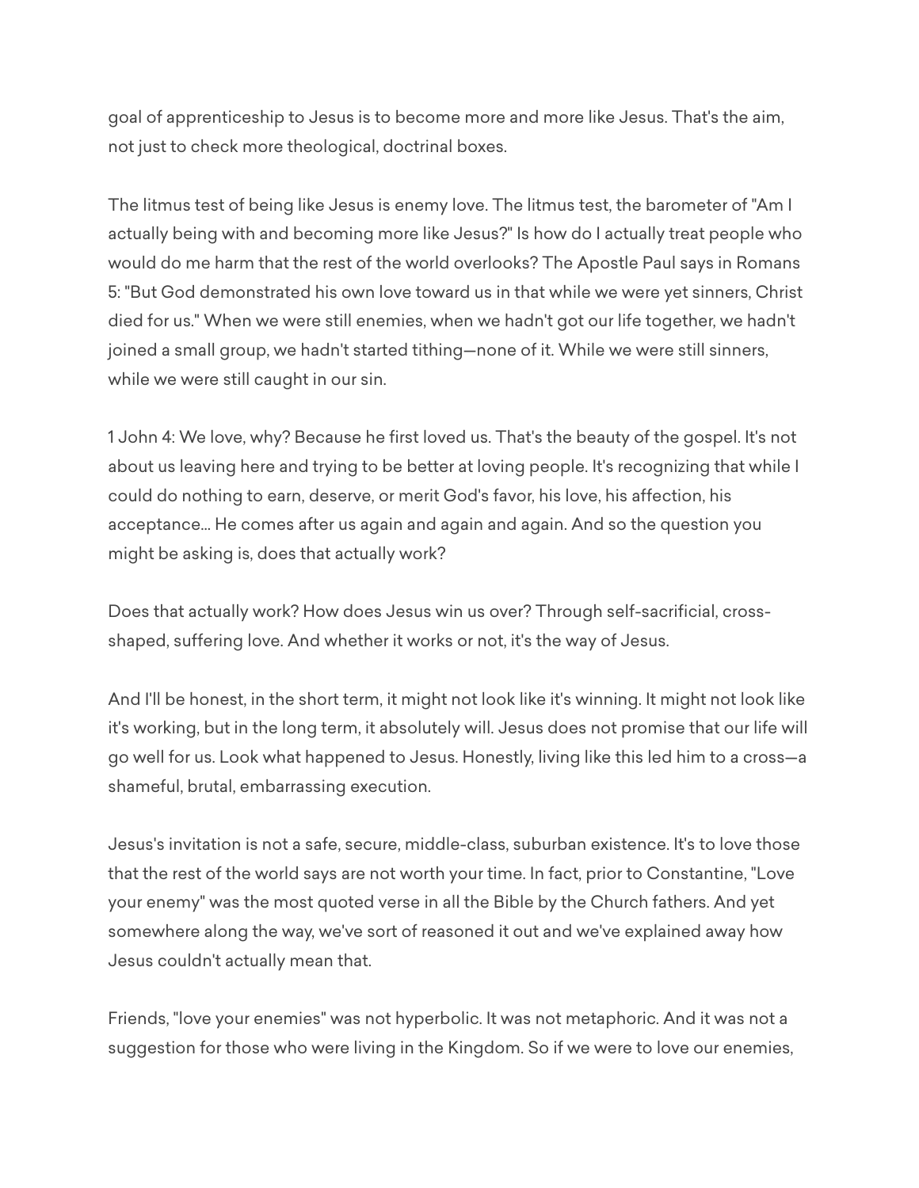goal of apprenticeship to Jesus is to become more and more like Jesus. That's the aim, not just to check more theological, doctrinal boxes.

The litmus test of being like Jesus is enemy love. The litmus test, the barometer of "Am I actually being with and becoming more like Jesus?" Is how do I actually treat people who would do me harm that the rest of the world overlooks? The Apostle Paul says in Romans 5: "But God demonstrated his own love toward us in that while we were yet sinners, Christ died for us." When we were still enemies, when we hadn't got our life together, we hadn't joined a small group, we hadn't started tithing—none of it. While we were still sinners, while we were still caught in our sin.

1 John 4: We love, why? Because he first loved us. That's the beauty of the gospel. It's not about us leaving here and trying to be better at loving people. It's recognizing that while I could do nothing to earn, deserve, or merit God's favor, his love, his affection, his acceptance... He comes after us again and again and again. And so the question you might be asking is, does that actually work?

Does that actually work? How does Jesus win us over? Through self-sacrificial, cross-shaped, suffering love. And whether it works or not, it's the way of Jesus.

And I'll be honest, in the short term, it might not look like it's winning. It might not look like it's working, but in the long term, it absolutely will. Jesus does not promise that our life will go well for us. Look what happened to Jesus. Honestly, living like this led him to a cross—a shameful, brutal, embarrassing execution.

Jesus's invitation is not a safe, secure, middle-class, suburban existence. It's to love those that the rest of the world says are not worth your time. In fact, prior to Constantine, "Love your enemy" was the most quoted verse in all the Bible by the Church fathers. And yet somewhere along the way, we've sort of reasoned it out and we've explained away how Jesus couldn't actually mean that.

Friends, "love your enemies" was not hyperbolic. It was not metaphoric. And it was not a suggestion for those who were living in the Kingdom. So if we were to love our enemies,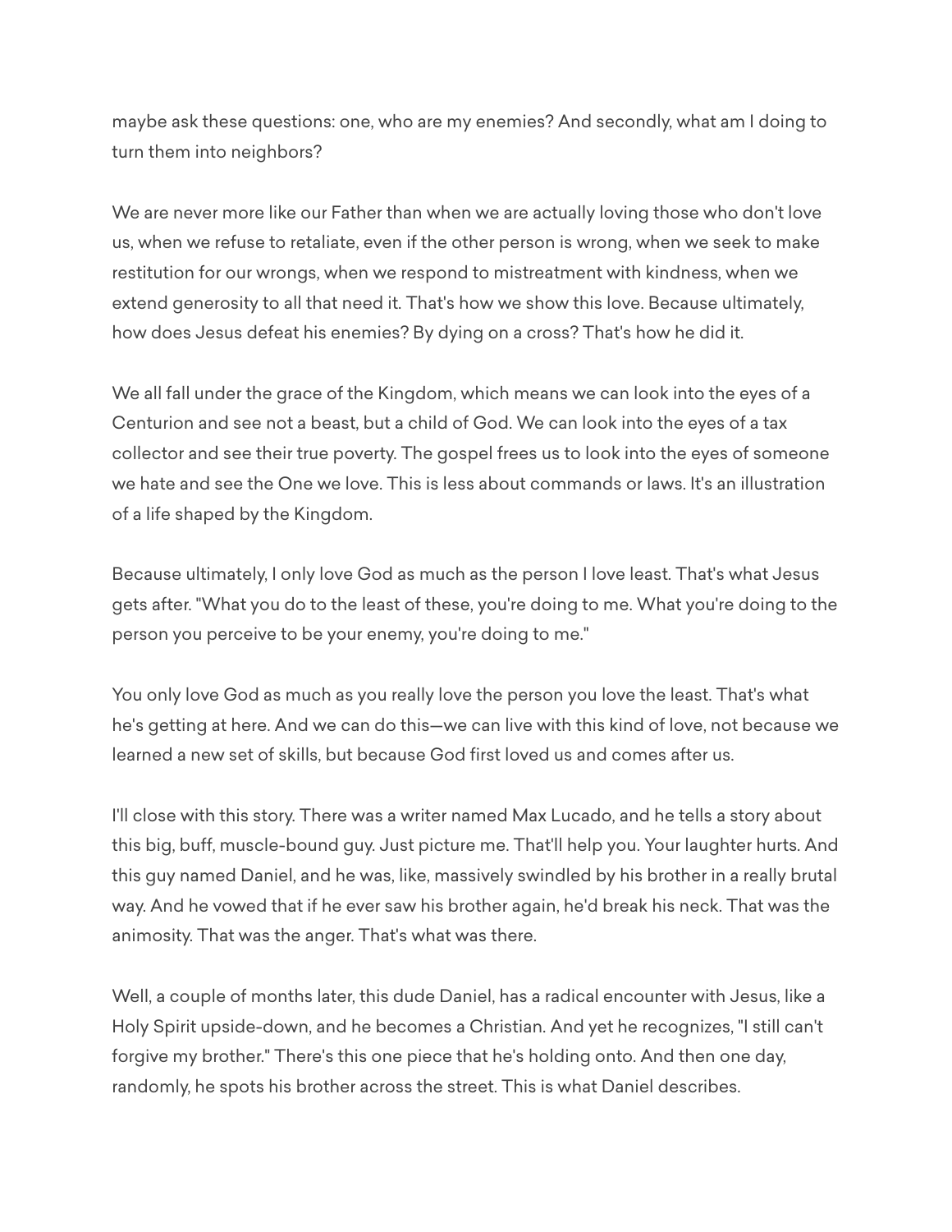maybe ask these questions: one, who are my enemies? And secondly, what am I doing to turn them into neighbors?

We are never more like our Father than when we are actually loving those who don't love us, when we refuse to retaliate, even if the other person is wrong, when we seek to make restitution for our wrongs, when we respond to mistreatment with kindness, when we extend generosity to all that need it. That's how we show this love. Because ultimately, how does Jesus defeat his enemies? By dying on a cross? That's how he did it.

We all fall under the grace of the Kingdom, which means we can look into the eyes of a Centurion and see not a beast, but a child of God. We can look into the eyes of a tax collector and see their true poverty. The gospel frees us to look into the eyes of someone we hate and see the One we love. This is less about commands or laws. It's an illustration of a life shaped by the Kingdom.

Because ultimately, I only love God as much as the person I love least. That's what Jesus gets after. "What you do to the least of these, you're doing to me. What you're doing to the person you perceive to be your enemy, you're doing to me."

You only love God as much as you really love the person you love the least. That's what he's getting at here. And we can do this—we can live with this kind of love, not because we learned a new set of skills, but because God first loved us and comes after us.

I'll close with this story. There was a writer named Max Lucado, and he tells a story about this big, buff, muscle-bound guy. Just picture me. That'll help you. Your laughter hurts. And this guy named Daniel, and he was, like, massively swindled by his brother in a really brutal way. And he vowed that if he ever saw his brother again, he'd break his neck. That was the animosity. That was the anger. That's what was there.

Well, a couple of months later, this dude Daniel, has a radical encounter with Jesus, like a Holy Spirit upside-down, and he becomes a Christian. And yet he recognizes, "I still can't forgive my brother." There's this one piece that he's holding onto. And then one day, randomly, he spots his brother across the street. This is what Daniel describes.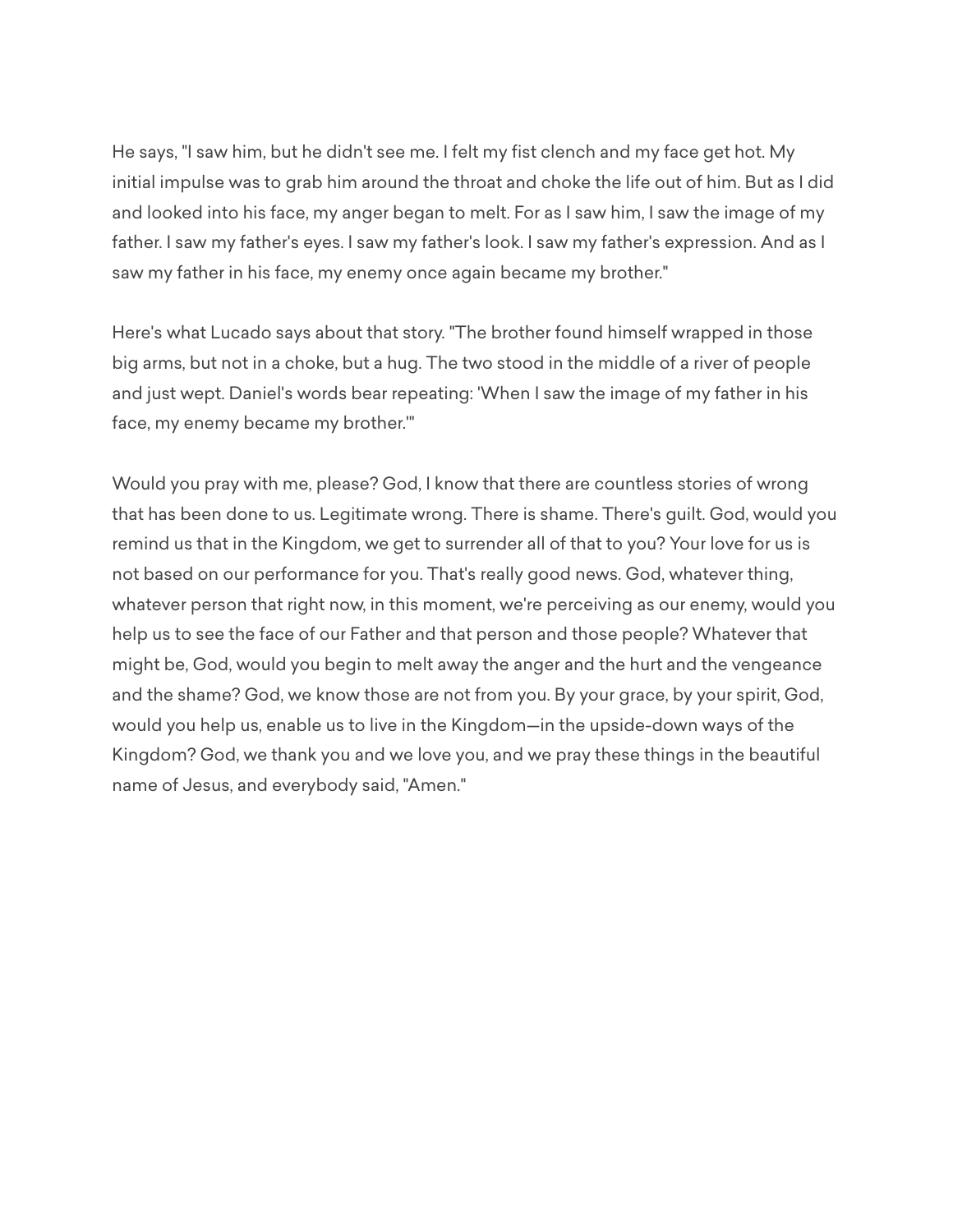He says, "I saw him, but he didn't see me. I felt my fist clench and my face get hot. My initial impulse was to grab him around the throat and choke the life out of him. But as I did and looked into his face, my anger began to melt. For as I saw him, I saw the image of my father. I saw my father's eyes. I saw my father's look. I saw my father's expression. And as I saw my father in his face, my enemy once again became my brother."

Here's what Lucado says about that story. "The brother found himself wrapped in those big arms, but not in a choke, but a hug. The two stood in the middle of a river of people and just wept. Daniel's words bear repeating: 'When I saw the image of my father in his face, my enemy became my brother.'"

Would you pray with me, please? God, I know that there are countless stories of wrong that has been done to us. Legitimate wrong. There is shame. There's guilt. God, would you remind us that in the Kingdom, we get to surrender all of that to you? Your love for us is not based on our performance for you. That's really good news. God, whatever thing, whatever person that right now, in this moment, we're perceiving as our enemy, would you help us to see the face of our Father and that person and those people? Whatever that might be, God, would you begin to melt away the anger and the hurt and the vengeance and the shame? God, we know those are not from you. By your grace, by your spirit, God, would you help us, enable us to live in the Kingdom—in the upside-down ways of the Kingdom? God, we thank you and we love you, and we pray these things in the beautiful name of Jesus, and everybody said, "Amen."